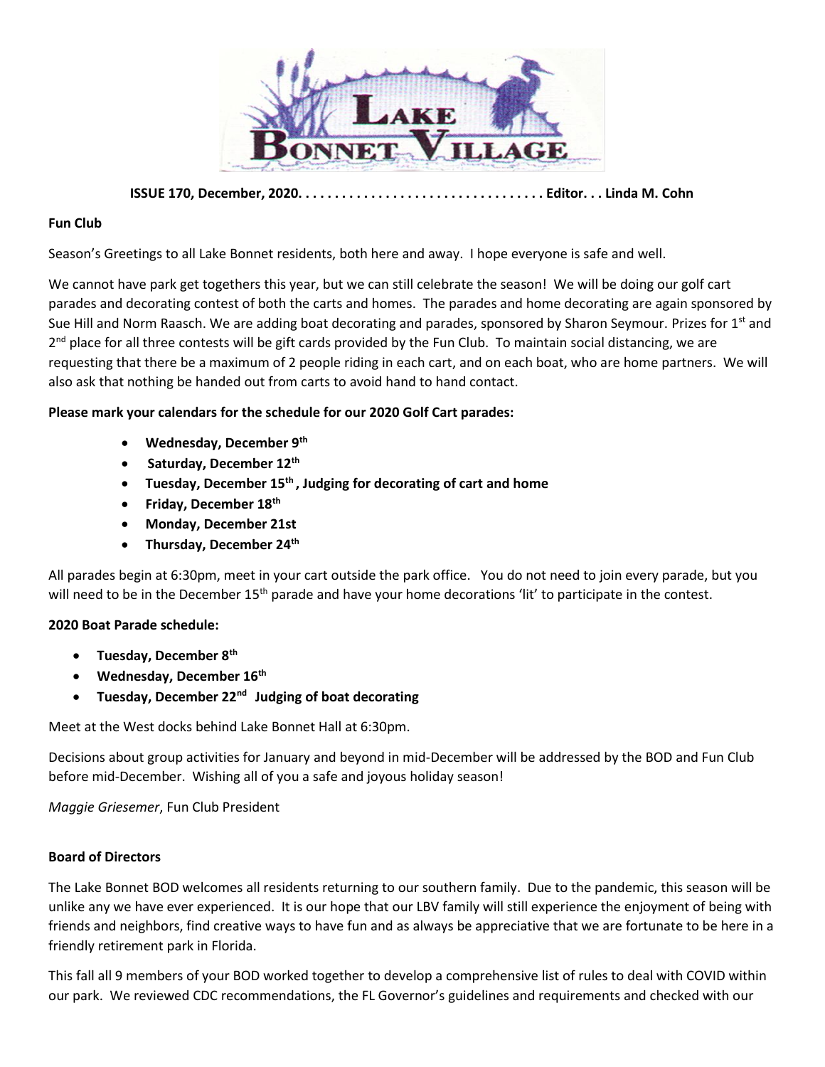# Lake Bonnet Village

**ISSUE 170, December, 2020. . . . . . . . . . . . . . . . . . . . . . . . . . . . . . . . . . Editor. . . Linda M. Cohn**

**Fun Club**

Season's Greetings to all Lake Bonnet residents, both here and away. I hope everyone is safe and well.

We cannot have park get togethers this year, but we can still celebrate the season! We will be doing our golf cart parades and decorating contest of both the carts and homes. The parades and home decorating are again sponsored by Sue Hill and Norm Raasch. We are adding boat decorating and parades, sponsored by Sharon Seymour. Prizes for 1st and 2nd place for all three contests will be gift cards provided by the Fun Club. To maintain social distancing, we are requesting that there be a maximum of 2 people riding in each cart, and on each boat, who are home partners. We will also ask that nothing be handed out from carts to avoid hand to hand contact.

**Please mark your calendars for the schedule for our 2020 Golf Cart parades:**

- **Wednesday, December 9th**
- **Saturday, December 12th**
- **Tuesday, December 15th , Judging for decorating of cart and home**
- **Friday, December 18th**
- **Monday, December 21st**
- **Thursday, December 24th**

All parades begin at 6:30pm, meet in your cart outside the park office. You do not need to join every parade, but you will need to be in the December 15th parade and have your home decorations 'lit' to participate in the contest.

**2020 Boat Parade schedule:**

- **Tuesday, December 8th**
- **Wednesday, December 16th**
- **Tuesday, December 22nd Judging of boat decorating**

Meet at the West docks behind Lake Bonnet Hall at 6:30pm.

Decisions about group activities for January and beyond in mid-December will be addressed by the BOD and Fun Club before mid-December. Wishing all of you a safe and joyous holiday season!

*Maggie Griesemer*, Fun Club President

**Board of Directors**

The Lake Bonnet BOD welcomes all residents returning to our southern family. Due to the pandemic, this season will be unlike any we have ever experienced. It is our hope that our LBV family will still experience the enjoyment of being with friends and neighbors, find creative ways to have fun and as always be appreciative that we are fortunate to be here in a friendly retirement park in Florida.

This fall all 9 members of your BOD worked together to develop a comprehensive list of rules to deal with COVID within our park. We reviewed CDC recommendations, the FL Governor's guidelines and requirements and checked with our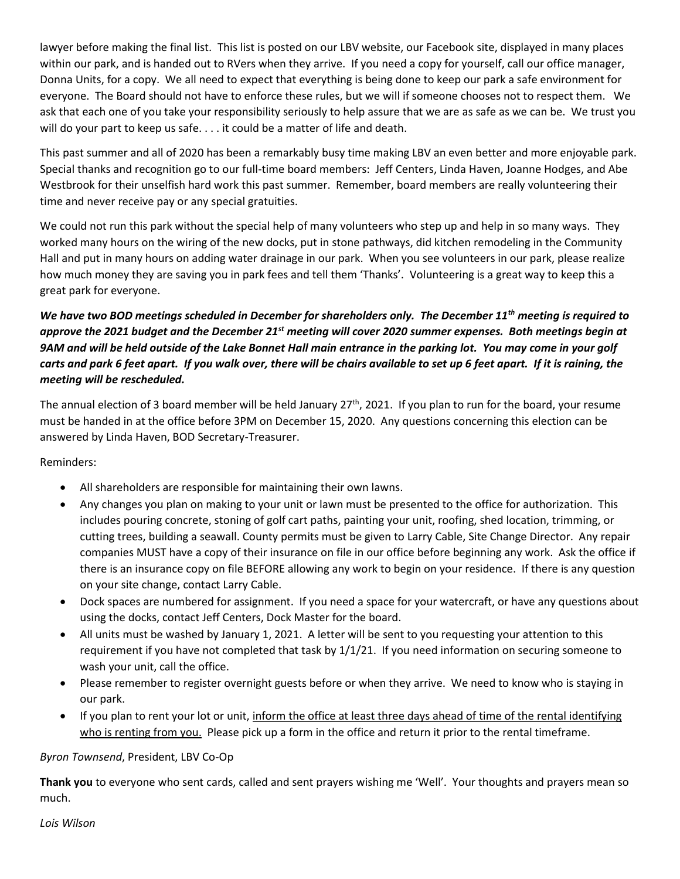lawyer before making the final list. This list is posted on our LBV website, our Facebook site, displayed in many places within our park, and is handed out to RVers when they arrive. If you need a copy for yourself, call our office manager, Donna Units, for a copy. We all need to expect that everything is being done to keep our park a safe environment for everyone. The Board should not have to enforce these rules, but we will if someone chooses not to respect them. We ask that each one of you take your responsibility seriously to help assure that we are as safe as we can be. We trust you will do your part to keep us safe. . . . it could be a matter of life and death.

This past summer and all of 2020 has been a remarkably busy time making LBV an even better and more enjoyable park. Special thanks and recognition go to our full-time board members: Jeff Centers, Linda Haven, Joanne Hodges, and Abe Westbrook for their unselfish hard work this past summer. Remember, board members are really volunteering their time and never receive pay or any special gratuities.

We could not run this park without the special help of many volunteers who step up and help in so many ways. They worked many hours on the wiring of the new docks, put in stone pathways, did kitchen remodeling in the Community Hall and put in many hours on adding water drainage in our park. When you see volunteers in our park, please realize how much money they are saving you in park fees and tell them 'Thanks'. Volunteering is a great way to keep this a great park for everyone.

***We have two BOD meetings scheduled in December for shareholders only. The December 11th meeting is required to approve the 2021 budget and the December 21st meeting will cover 2020 summer expenses. Both meetings begin at 9AM and will be held outside of the Lake Bonnet Hall main entrance in the parking lot. You may come in your golf carts and park 6 feet apart. If you walk over, there will be chairs available to set up 6 feet apart. If it is raining, the meeting will be rescheduled.***

The annual election of 3 board member will be held January 27th, 2021. If you plan to run for the board, your resume must be handed in at the office before 3PM on December 15, 2020. Any questions concerning this election can be answered by Linda Haven, BOD Secretary-Treasurer.

Reminders:

- All shareholders are responsible for maintaining their own lawns.
- Any changes you plan on making to your unit or lawn must be presented to the office for authorization. This includes pouring concrete, stoning of golf cart paths, painting your unit, roofing, shed location, trimming, or cutting trees, building a seawall. County permits must be given to Larry Cable, Site Change Director. Any repair companies MUST have a copy of their insurance on file in our office before beginning any work. Ask the office if there is an insurance copy on file BEFORE allowing any work to begin on your residence. If there is any question on your site change, contact Larry Cable.
- Dock spaces are numbered for assignment. If you need a space for your watercraft, or have any questions about using the docks, contact Jeff Centers, Dock Master for the board.
- All units must be washed by January 1, 2021. A letter will be sent to you requesting your attention to this requirement if you have not completed that task by 1/1/21. If you need information on securing someone to wash your unit, call the office.
- Please remember to register overnight guests before or when they arrive. We need to know who is staying in our park.
- If you plan to rent your lot or unit, inform the office at least three days ahead of time of the rental identifying who is renting from you. Please pick up a form in the office and return it prior to the rental timeframe.

*Byron Townsend*, President, LBV Co-Op

**Thank you** to everyone who sent cards, called and sent prayers wishing me 'Well'. Your thoughts and prayers mean so much.

*Lois Wilson*